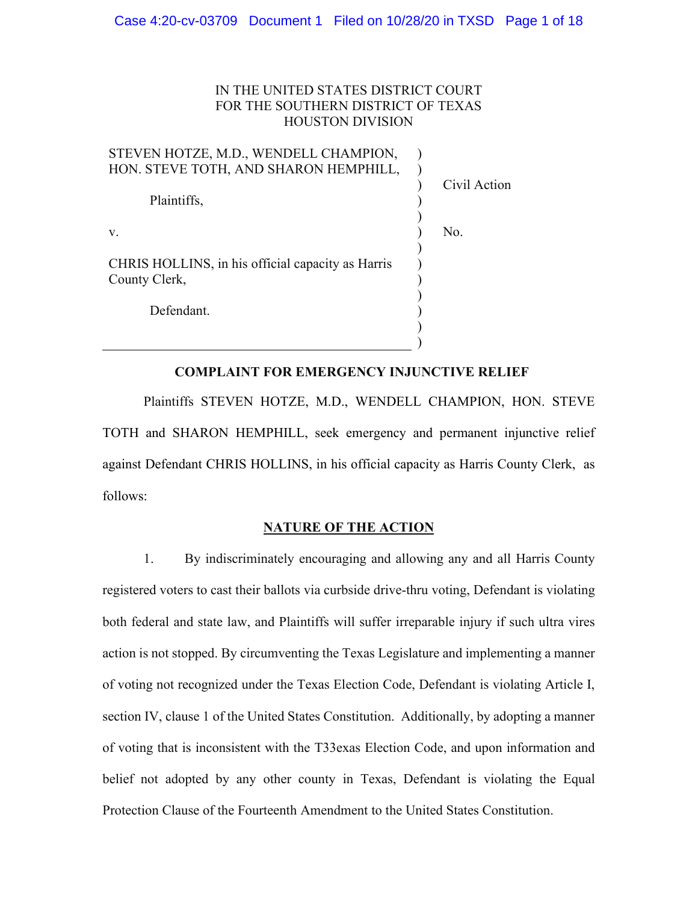IN THE UNITED STATES DISTRICT COURT
FOR THE SOUTHERN DISTRICT OF TEXAS
HOUSTON DIVISION

| | | |
|---|---|---|
| STEVEN HOTZE, M.D., WENDELL CHAMPION, HON. STEVE TOTH, AND SHARON HEMPHILL, | ) | |
| Plaintiffs, | ) | Civil Action |
| v. | ) | No. |
| CHRIS HOLLINS, in his official capacity as Harris County Clerk, | ) | |
| Defendant. | ) | |

**COMPLAINT FOR EMERGENCY INJUNCTIVE RELIEF**

Plaintiffs STEVEN HOTZE, M.D., WENDELL CHAMPION, HON. STEVE TOTH and SHARON HEMPHILL, seek emergency and permanent injunctive relief against Defendant CHRIS HOLLINS, in his official capacity as Harris County Clerk, as follows:

## NATURE OF THE ACTION

1. By indiscriminately encouraging and allowing any and all Harris County registered voters to cast their ballots via curbside drive-thru voting, Defendant is violating both federal and state law, and Plaintiffs will suffer irreparable injury if such ultra vires action is not stopped. By circumventing the Texas Legislature and implementing a manner of voting not recognized under the Texas Election Code, Defendant is violating Article I, section IV, clause 1 of the United States Constitution. Additionally, by adopting a manner of voting that is inconsistent with the T33exas Election Code, and upon information and belief not adopted by any other county in Texas, Defendant is violating the Equal Protection Clause of the Fourteenth Amendment to the United States Constitution.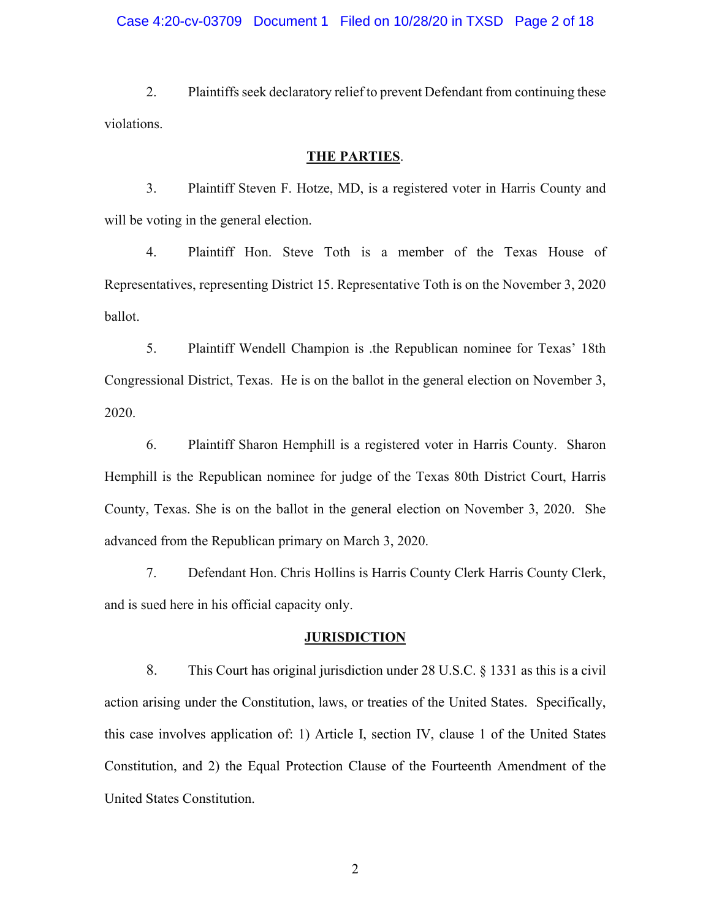2. Plaintiffs seek declaratory relief to prevent Defendant from continuing these violations.

## **THE PARTIES**.

3. Plaintiff Steven F. Hotze, MD, is a registered voter in Harris County and will be voting in the general election.

4. Plaintiff Hon. Steve Toth is a member of the Texas House of Representatives, representing District 15. Representative Toth is on the November 3, 2020 ballot.

5. Plaintiff Wendell Champion is .the Republican nominee for Texas' 18th Congressional District, Texas. He is on the ballot in the general election on November 3, 2020.

6. Plaintiff Sharon Hemphill is a registered voter in Harris County. Sharon Hemphill is the Republican nominee for judge of the Texas 80th District Court, Harris County, Texas. She is on the ballot in the general election on November 3, 2020. She advanced from the Republican primary on March 3, 2020.

7. Defendant Hon. Chris Hollins is Harris County Clerk Harris County Clerk, and is sued here in his official capacity only.

## **JURISDICTION**

8. This Court has original jurisdiction under 28 U.S.C. § 1331 as this is a civil action arising under the Constitution, laws, or treaties of the United States. Specifically, this case involves application of: 1) Article I, section IV, clause 1 of the United States Constitution, and 2) the Equal Protection Clause of the Fourteenth Amendment of the United States Constitution.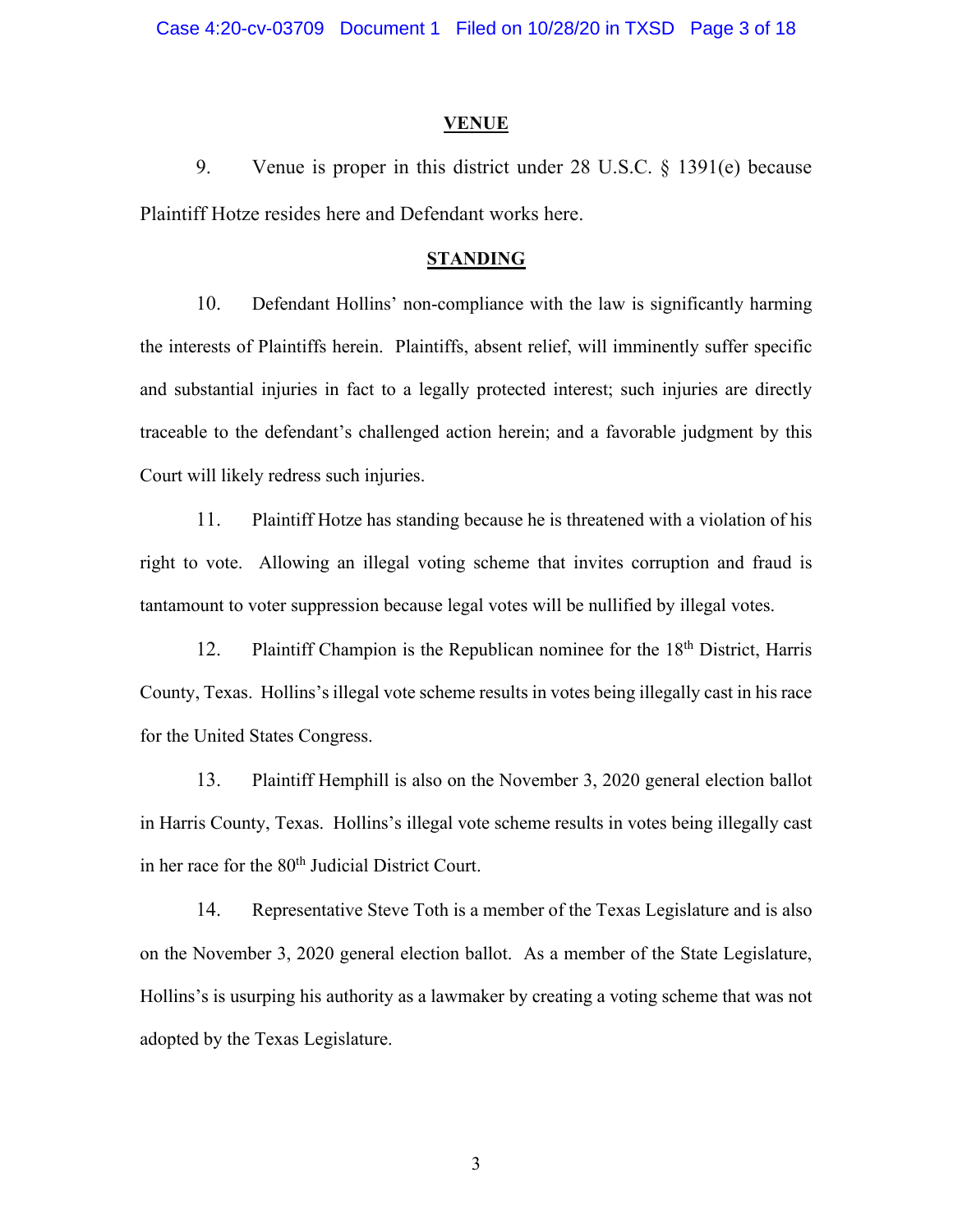## VENUE

9. Venue is proper in this district under 28 U.S.C. § 1391(e) because Plaintiff Hotze resides here and Defendant works here.

## STANDING

10. Defendant Hollins' non-compliance with the law is significantly harming the interests of Plaintiffs herein. Plaintiffs, absent relief, will imminently suffer specific and substantial injuries in fact to a legally protected interest; such injuries are directly traceable to the defendant's challenged action herein; and a favorable judgment by this Court will likely redress such injuries.

11. Plaintiff Hotze has standing because he is threatened with a violation of his right to vote. Allowing an illegal voting scheme that invites corruption and fraud is tantamount to voter suppression because legal votes will be nullified by illegal votes.

12. Plaintiff Champion is the Republican nominee for the 18th District, Harris County, Texas. Hollins's illegal vote scheme results in votes being illegally cast in his race for the United States Congress.

13. Plaintiff Hemphill is also on the November 3, 2020 general election ballot in Harris County, Texas. Hollins's illegal vote scheme results in votes being illegally cast in her race for the 80th Judicial District Court.

14. Representative Steve Toth is a member of the Texas Legislature and is also on the November 3, 2020 general election ballot. As a member of the State Legislature, Hollins's is usurping his authority as a lawmaker by creating a voting scheme that was not adopted by the Texas Legislature.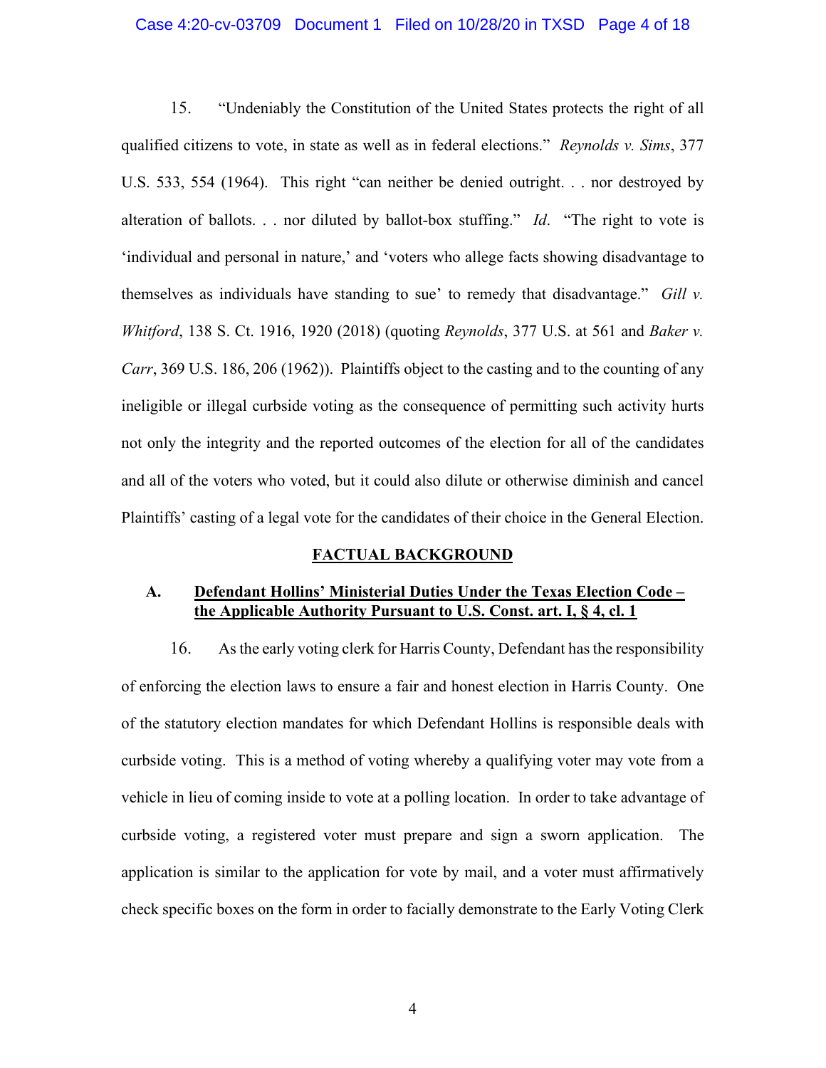15. "Undeniably the Constitution of the United States protects the right of all qualified citizens to vote, in state as well as in federal elections." *Reynolds v. Sims*, 377 U.S. 533, 554 (1964). This right "can neither be denied outright. . . nor destroyed by alteration of ballots. . . nor diluted by ballot-box stuffing." *Id*. "The right to vote is 'individual and personal in nature,' and 'voters who allege facts showing disadvantage to themselves as individuals have standing to sue' to remedy that disadvantage." *Gill v. Whitford*, 138 S. Ct. 1916, 1920 (2018) (quoting *Reynolds*, 377 U.S. at 561 and *Baker v. Carr*, 369 U.S. 186, 206 (1962)). Plaintiffs object to the casting and to the counting of any ineligible or illegal curbside voting as the consequence of permitting such activity hurts not only the integrity and the reported outcomes of the election for all of the candidates and all of the voters who voted, but it could also dilute or otherwise diminish and cancel Plaintiffs' casting of a legal vote for the candidates of their choice in the General Election.

## FACTUAL BACKGROUND

### A. Defendant Hollins' Ministerial Duties Under the Texas Election Code – the Applicable Authority Pursuant to U.S. Const. art. I, § 4, cl. 1

16. As the early voting clerk for Harris County, Defendant has the responsibility of enforcing the election laws to ensure a fair and honest election in Harris County. One of the statutory election mandates for which Defendant Hollins is responsible deals with curbside voting. This is a method of voting whereby a qualifying voter may vote from a vehicle in lieu of coming inside to vote at a polling location. In order to take advantage of curbside voting, a registered voter must prepare and sign a sworn application. The application is similar to the application for vote by mail, and a voter must affirmatively check specific boxes on the form in order to facially demonstrate to the Early Voting Clerk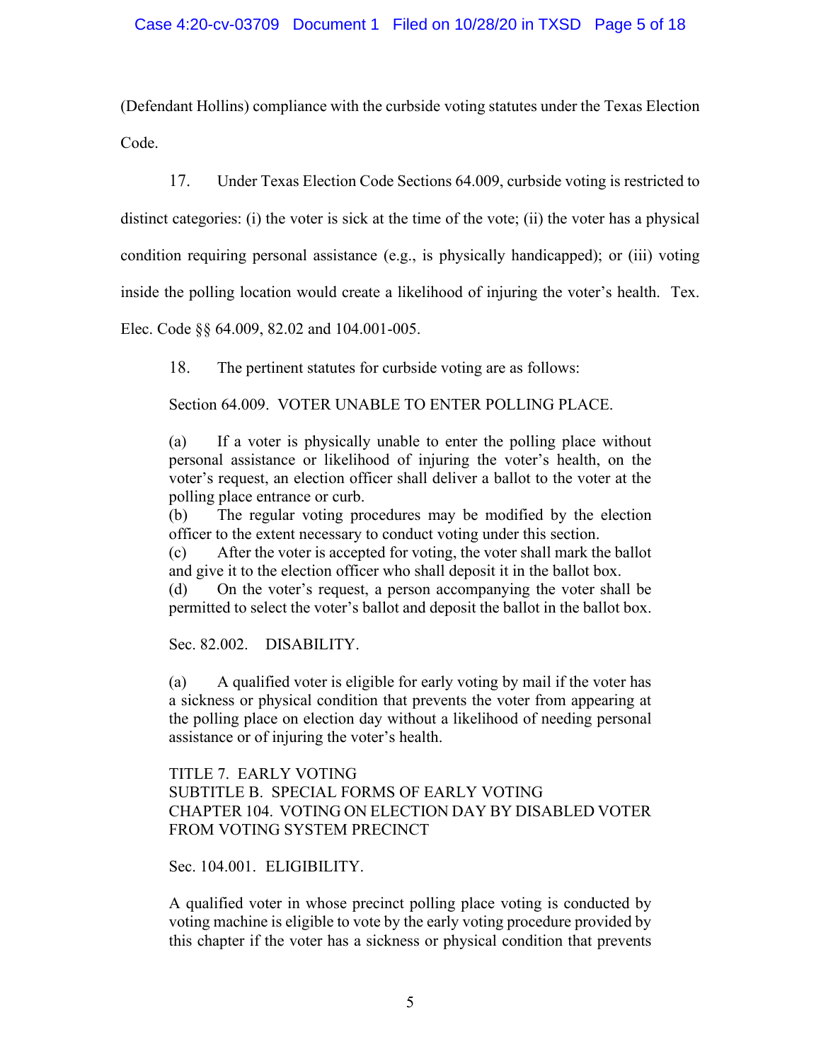(Defendant Hollins) compliance with the curbside voting statutes under the Texas Election Code.

17. Under Texas Election Code Sections 64.009, curbside voting is restricted to distinct categories: (i) the voter is sick at the time of the vote; (ii) the voter has a physical condition requiring personal assistance (e.g., is physically handicapped); or (iii) voting inside the polling location would create a likelihood of injuring the voter's health. Tex. Elec. Code §§ 64.009, 82.02 and 104.001-005.

18. The pertinent statutes for curbside voting are as follows:

> Section 64.009. VOTER UNABLE TO ENTER POLLING PLACE.
>
> (a) If a voter is physically unable to enter the polling place without personal assistance or likelihood of injuring the voter's health, on the voter's request, an election officer shall deliver a ballot to the voter at the polling place entrance or curb.
> (b) The regular voting procedures may be modified by the election officer to the extent necessary to conduct voting under this section.
> (c) After the voter is accepted for voting, the voter shall mark the ballot and give it to the election officer who shall deposit it in the ballot box.
> (d) On the voter's request, a person accompanying the voter shall be permitted to select the voter's ballot and deposit the ballot in the ballot box.
>
> Sec. 82.002. DISABILITY.
>
> (a) A qualified voter is eligible for early voting by mail if the voter has a sickness or physical condition that prevents the voter from appearing at the polling place on election day without a likelihood of needing personal assistance or of injuring the voter's health.
>
> TITLE 7. EARLY VOTING
> SUBTITLE B. SPECIAL FORMS OF EARLY VOTING
> CHAPTER 104. VOTING ON ELECTION DAY BY DISABLED VOTER FROM VOTING SYSTEM PRECINCT
>
> Sec. 104.001. ELIGIBILITY.
>
> A qualified voter in whose precinct polling place voting is conducted by voting machine is eligible to vote by the early voting procedure provided by this chapter if the voter has a sickness or physical condition that prevents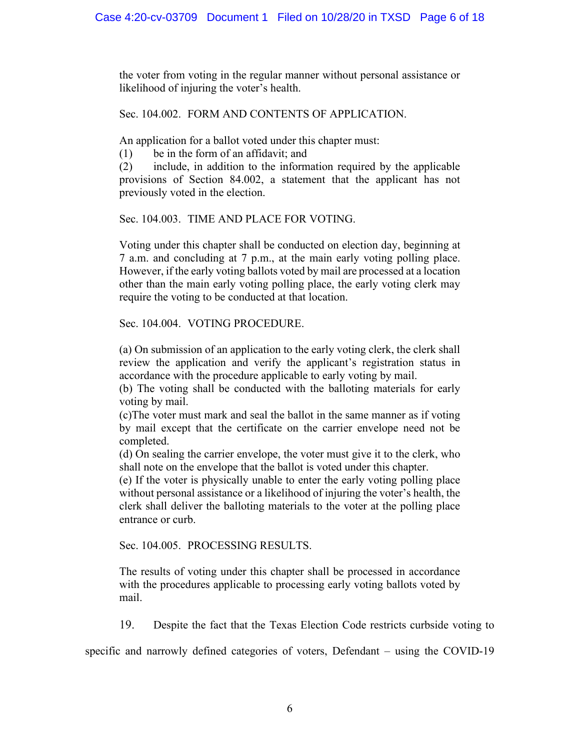the voter from voting in the regular manner without personal assistance or likelihood of injuring the voter's health.

Sec. 104.002. FORM AND CONTENTS OF APPLICATION.

An application for a ballot voted under this chapter must:
(1) be in the form of an affidavit; and
(2) include, in addition to the information required by the applicable provisions of Section 84.002, a statement that the applicant has not previously voted in the election.

Sec. 104.003. TIME AND PLACE FOR VOTING.

Voting under this chapter shall be conducted on election day, beginning at 7 a.m. and concluding at 7 p.m., at the main early voting polling place. However, if the early voting ballots voted by mail are processed at a location other than the main early voting polling place, the early voting clerk may require the voting to be conducted at that location.

Sec. 104.004. VOTING PROCEDURE.

(a) On submission of an application to the early voting clerk, the clerk shall review the application and verify the applicant's registration status in accordance with the procedure applicable to early voting by mail.
(b) The voting shall be conducted with the balloting materials for early voting by mail.
(c)The voter must mark and seal the ballot in the same manner as if voting by mail except that the certificate on the carrier envelope need not be completed.
(d) On sealing the carrier envelope, the voter must give it to the clerk, who shall note on the envelope that the ballot is voted under this chapter.
(e) If the voter is physically unable to enter the early voting polling place without personal assistance or a likelihood of injuring the voter's health, the clerk shall deliver the balloting materials to the voter at the polling place entrance or curb.

Sec. 104.005. PROCESSING RESULTS.

The results of voting under this chapter shall be processed in accordance with the procedures applicable to processing early voting ballots voted by mail.

19. Despite the fact that the Texas Election Code restricts curbside voting to specific and narrowly defined categories of voters, Defendant – using the COVID-19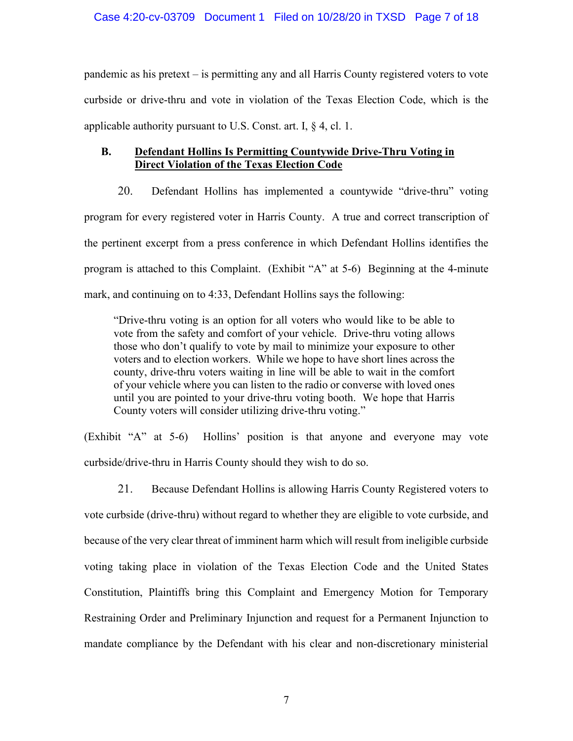pandemic as his pretext – is permitting any and all Harris County registered voters to vote curbside or drive-thru and vote in violation of the Texas Election Code, which is the applicable authority pursuant to U.S. Const. art. I, § 4, cl. 1.

### B. Defendant Hollins Is Permitting Countywide Drive-Thru Voting in Direct Violation of the Texas Election Code

20. Defendant Hollins has implemented a countywide "drive-thru" voting program for every registered voter in Harris County. A true and correct transcription of the pertinent excerpt from a press conference in which Defendant Hollins identifies the program is attached to this Complaint. (Exhibit "A" at 5-6) Beginning at the 4-minute mark, and continuing on to 4:33, Defendant Hollins says the following:

> "Drive-thru voting is an option for all voters who would like to be able to vote from the safety and comfort of your vehicle. Drive-thru voting allows those who don't qualify to vote by mail to minimize your exposure to other voters and to election workers. While we hope to have short lines across the county, drive-thru voters waiting in line will be able to wait in the comfort of your vehicle where you can listen to the radio or converse with loved ones until you are pointed to your drive-thru voting booth. We hope that Harris County voters will consider utilizing drive-thru voting."

(Exhibit "A" at 5-6) Hollins' position is that anyone and everyone may vote curbside/drive-thru in Harris County should they wish to do so.

21. Because Defendant Hollins is allowing Harris County Registered voters to vote curbside (drive-thru) without regard to whether they are eligible to vote curbside, and because of the very clear threat of imminent harm which will result from ineligible curbside voting taking place in violation of the Texas Election Code and the United States Constitution, Plaintiffs bring this Complaint and Emergency Motion for Temporary Restraining Order and Preliminary Injunction and request for a Permanent Injunction to mandate compliance by the Defendant with his clear and non-discretionary ministerial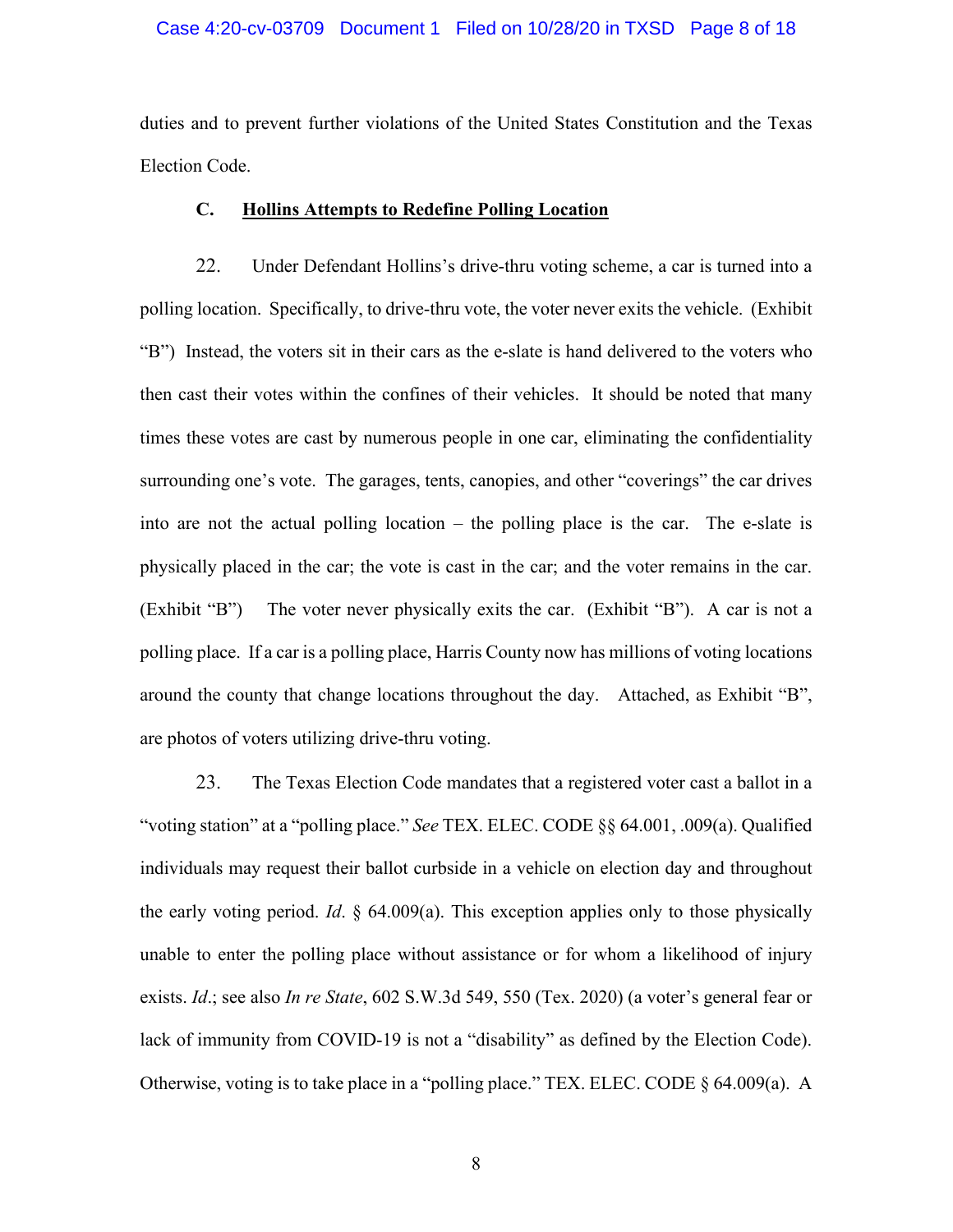duties and to prevent further violations of the United States Constitution and the Texas Election Code.

### C. **Hollins Attempts to Redefine Polling Location**

22. Under Defendant Hollins's drive-thru voting scheme, a car is turned into a polling location. Specifically, to drive-thru vote, the voter never exits the vehicle. (Exhibit "B") Instead, the voters sit in their cars as the e-slate is hand delivered to the voters who then cast their votes within the confines of their vehicles. It should be noted that many times these votes are cast by numerous people in one car, eliminating the confidentiality surrounding one's vote. The garages, tents, canopies, and other "coverings" the car drives into are not the actual polling location – the polling place is the car. The e-slate is physically placed in the car; the vote is cast in the car; and the voter remains in the car. (Exhibit "B") The voter never physically exits the car. (Exhibit "B"). A car is not a polling place. If a car is a polling place, Harris County now has millions of voting locations around the county that change locations throughout the day. Attached, as Exhibit "B", are photos of voters utilizing drive-thru voting.

23. The Texas Election Code mandates that a registered voter cast a ballot in a "voting station" at a "polling place." *See* TEX. ELEC. CODE §§ 64.001, .009(a). Qualified individuals may request their ballot curbside in a vehicle on election day and throughout the early voting period. *Id*. § 64.009(a). This exception applies only to those physically unable to enter the polling place without assistance or for whom a likelihood of injury exists. *Id*.; see also *In re State*, 602 S.W.3d 549, 550 (Tex. 2020) (a voter's general fear or lack of immunity from COVID-19 is not a "disability" as defined by the Election Code). Otherwise, voting is to take place in a "polling place." TEX. ELEC. CODE § 64.009(a). A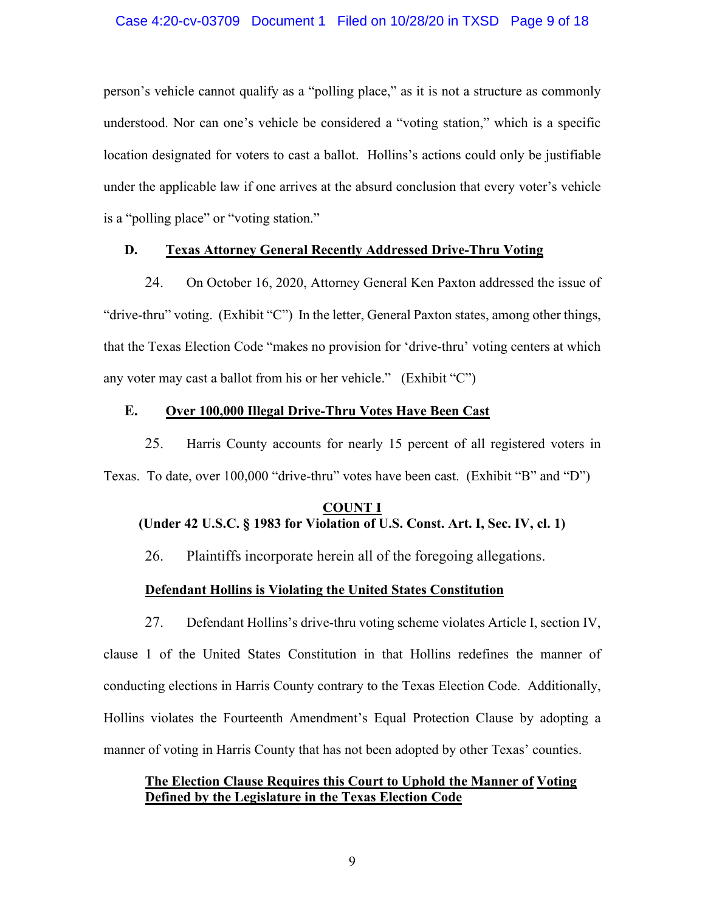person's vehicle cannot qualify as a "polling place," as it is not a structure as commonly understood. Nor can one's vehicle be considered a "voting station," which is a specific location designated for voters to cast a ballot. Hollins's actions could only be justifiable under the applicable law if one arrives at the absurd conclusion that every voter's vehicle is a "polling place" or "voting station."

### D. Texas Attorney General Recently Addressed Drive-Thru Voting

24. On October 16, 2020, Attorney General Ken Paxton addressed the issue of "drive-thru" voting. (Exhibit "C") In the letter, General Paxton states, among other things, that the Texas Election Code "makes no provision for 'drive-thru' voting centers at which any voter may cast a ballot from his or her vehicle." (Exhibit "C")

### E. Over 100,000 Illegal Drive-Thru Votes Have Been Cast

25. Harris County accounts for nearly 15 percent of all registered voters in Texas. To date, over 100,000 "drive-thru" votes have been cast. (Exhibit "B" and "D")

## COUNT I
**(Under 42 U.S.C. § 1983 for Violation of U.S. Const. Art. I, Sec. IV, cl. 1)**

26. Plaintiffs incorporate herein all of the foregoing allegations.

**Defendant Hollins is Violating the United States Constitution**

27. Defendant Hollins's drive-thru voting scheme violates Article I, section IV, clause 1 of the United States Constitution in that Hollins redefines the manner of conducting elections in Harris County contrary to the Texas Election Code. Additionally, Hollins violates the Fourteenth Amendment's Equal Protection Clause by adopting a manner of voting in Harris County that has not been adopted by other Texas' counties.

**The Election Clause Requires this Court to Uphold the Manner of Voting Defined by the Legislature in the Texas Election Code**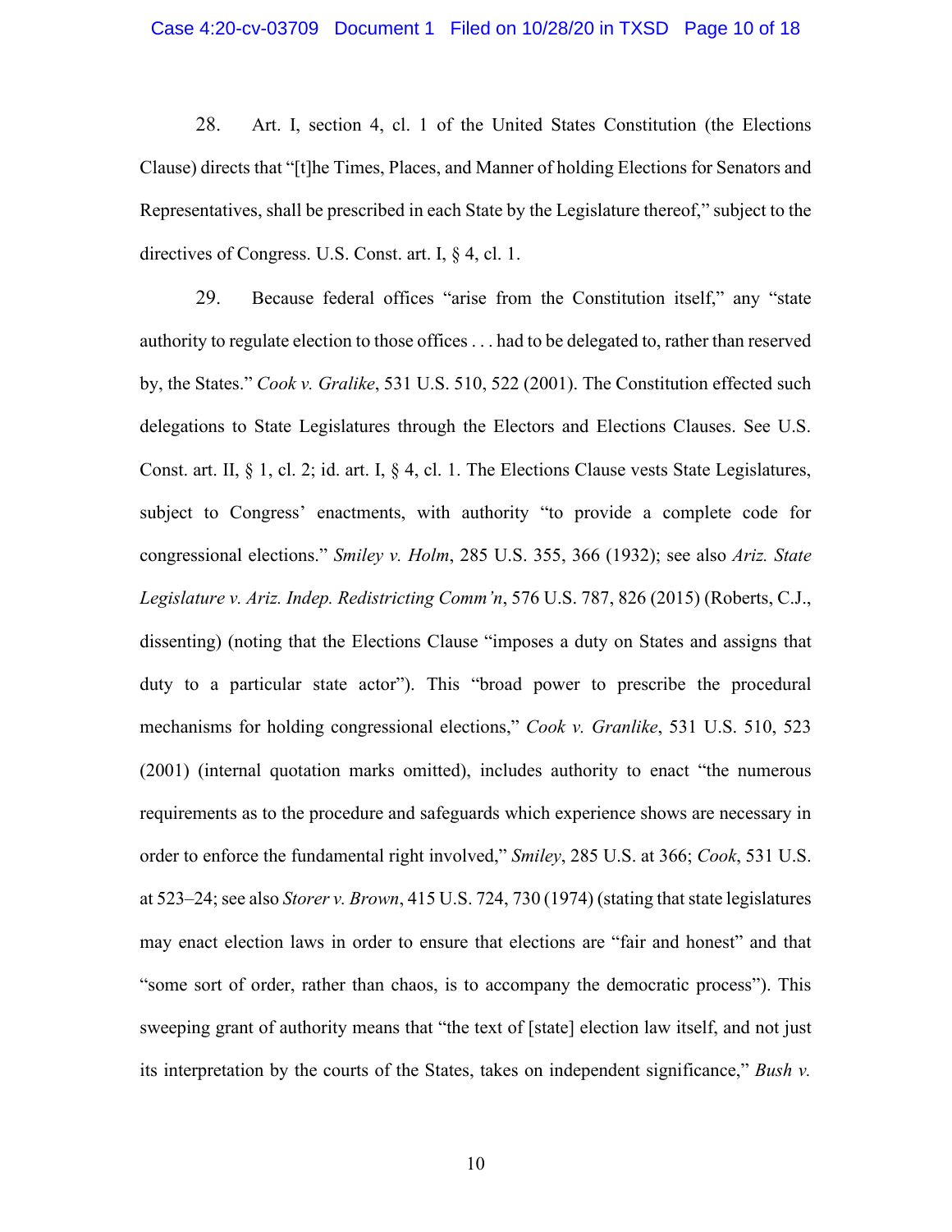28. Art. I, section 4, cl. 1 of the United States Constitution (the Elections Clause) directs that "[t]he Times, Places, and Manner of holding Elections for Senators and Representatives, shall be prescribed in each State by the Legislature thereof," subject to the directives of Congress. U.S. Const. art. I, § 4, cl. 1.

29. Because federal offices "arise from the Constitution itself," any "state authority to regulate election to those offices . . . had to be delegated to, rather than reserved by, the States." *Cook v. Gralike*, 531 U.S. 510, 522 (2001). The Constitution effected such delegations to State Legislatures through the Electors and Elections Clauses. See U.S. Const. art. II, § 1, cl. 2; id. art. I, § 4, cl. 1. The Elections Clause vests State Legislatures, subject to Congress' enactments, with authority "to provide a complete code for congressional elections." *Smiley v. Holm*, 285 U.S. 355, 366 (1932); see also *Ariz. State Legislature v. Ariz. Indep. Redistricting Comm'n*, 576 U.S. 787, 826 (2015) (Roberts, C.J., dissenting) (noting that the Elections Clause "imposes a duty on States and assigns that duty to a particular state actor"). This "broad power to prescribe the procedural mechanisms for holding congressional elections," *Cook v. Granlike*, 531 U.S. 510, 523 (2001) (internal quotation marks omitted), includes authority to enact "the numerous requirements as to the procedure and safeguards which experience shows are necessary in order to enforce the fundamental right involved," *Smiley*, 285 U.S. at 366; *Cook*, 531 U.S. at 523–24; see also *Storer v. Brown*, 415 U.S. 724, 730 (1974) (stating that state legislatures may enact election laws in order to ensure that elections are "fair and honest" and that "some sort of order, rather than chaos, is to accompany the democratic process"). This sweeping grant of authority means that "the text of [state] election law itself, and not just its interpretation by the courts of the States, takes on independent significance," *Bush v.*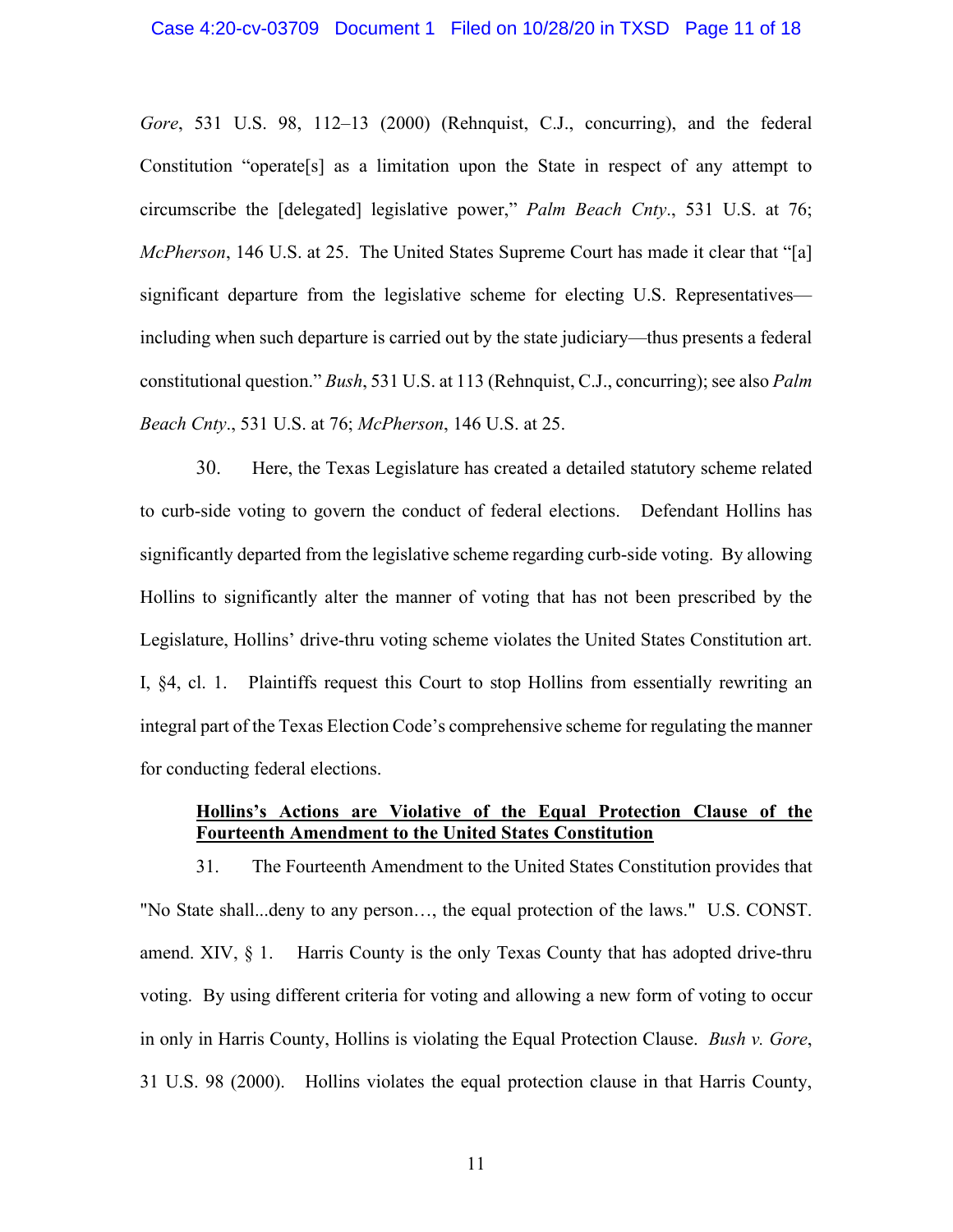*Gore*, 531 U.S. 98, 112–13 (2000) (Rehnquist, C.J., concurring), and the federal Constitution "operate[s] as a limitation upon the State in respect of any attempt to circumscribe the [delegated] legislative power," *Palm Beach Cnty*., 531 U.S. at 76; *McPherson*, 146 U.S. at 25. The United States Supreme Court has made it clear that "[a] significant departure from the legislative scheme for electing U.S. Representatives—including when such departure is carried out by the state judiciary—thus presents a federal constitutional question." *Bush*, 531 U.S. at 113 (Rehnquist, C.J., concurring); see also *Palm Beach Cnty*., 531 U.S. at 76; *McPherson*, 146 U.S. at 25.

30. Here, the Texas Legislature has created a detailed statutory scheme related to curb-side voting to govern the conduct of federal elections. Defendant Hollins has significantly departed from the legislative scheme regarding curb-side voting. By allowing Hollins to significantly alter the manner of voting that has not been prescribed by the Legislature, Hollins' drive-thru voting scheme violates the United States Constitution art. I, §4, cl. 1. Plaintiffs request this Court to stop Hollins from essentially rewriting an integral part of the Texas Election Code's comprehensive scheme for regulating the manner for conducting federal elections.

**Hollins's Actions are Violative of the Equal Protection Clause of the Fourteenth Amendment to the United States Constitution**

31. The Fourteenth Amendment to the United States Constitution provides that "No State shall...deny to any person…, the equal protection of the laws." U.S. CONST. amend. XIV, § 1. Harris County is the only Texas County that has adopted drive-thru voting. By using different criteria for voting and allowing a new form of voting to occur in only in Harris County, Hollins is violating the Equal Protection Clause. *Bush v. Gore*, 31 U.S. 98 (2000). Hollins violates the equal protection clause in that Harris County,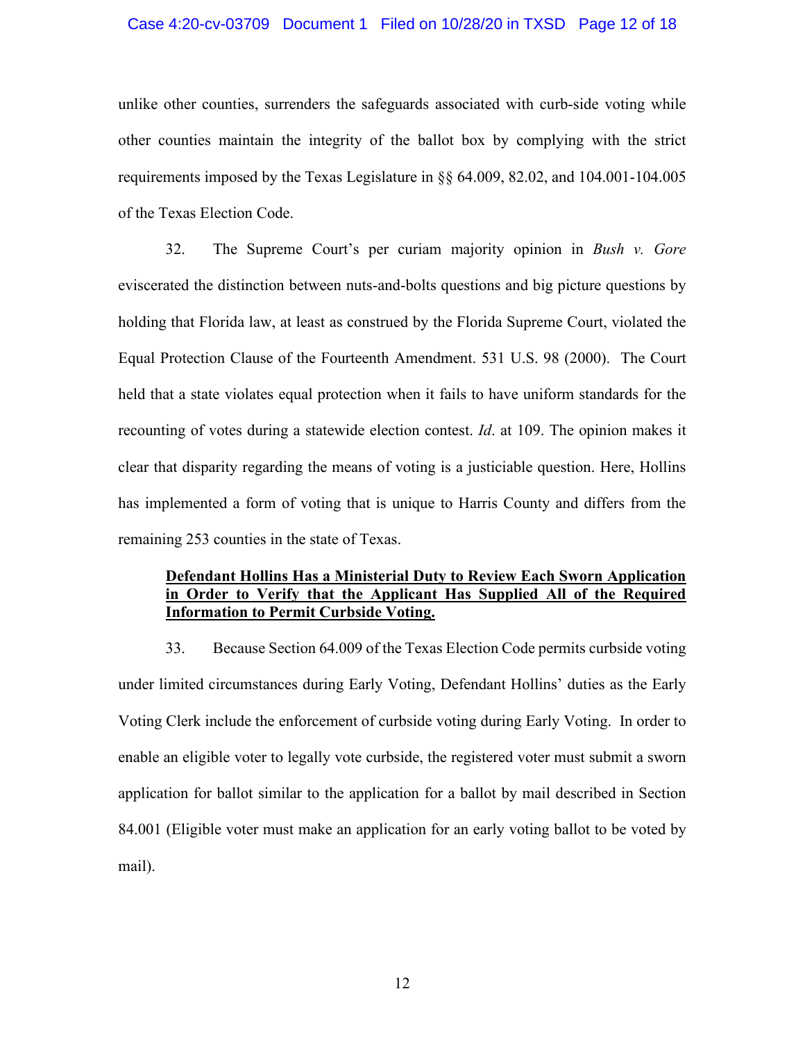unlike other counties, surrenders the safeguards associated with curb-side voting while other counties maintain the integrity of the ballot box by complying with the strict requirements imposed by the Texas Legislature in §§ 64.009, 82.02, and 104.001-104.005 of the Texas Election Code.

32. The Supreme Court's per curiam majority opinion in *Bush v. Gore* eviscerated the distinction between nuts-and-bolts questions and big picture questions by holding that Florida law, at least as construed by the Florida Supreme Court, violated the Equal Protection Clause of the Fourteenth Amendment. 531 U.S. 98 (2000). The Court held that a state violates equal protection when it fails to have uniform standards for the recounting of votes during a statewide election contest. *Id*. at 109. The opinion makes it clear that disparity regarding the means of voting is a justiciable question. Here, Hollins has implemented a form of voting that is unique to Harris County and differs from the remaining 253 counties in the state of Texas.

**<u>Defendant Hollins Has a Ministerial Duty to Review Each Sworn Application in Order to Verify that the Applicant Has Supplied All of the Required Information to Permit Curbside Voting.</u>**

33. Because Section 64.009 of the Texas Election Code permits curbside voting under limited circumstances during Early Voting, Defendant Hollins' duties as the Early Voting Clerk include the enforcement of curbside voting during Early Voting. In order to enable an eligible voter to legally vote curbside, the registered voter must submit a sworn application for ballot similar to the application for a ballot by mail described in Section 84.001 (Eligible voter must make an application for an early voting ballot to be voted by mail).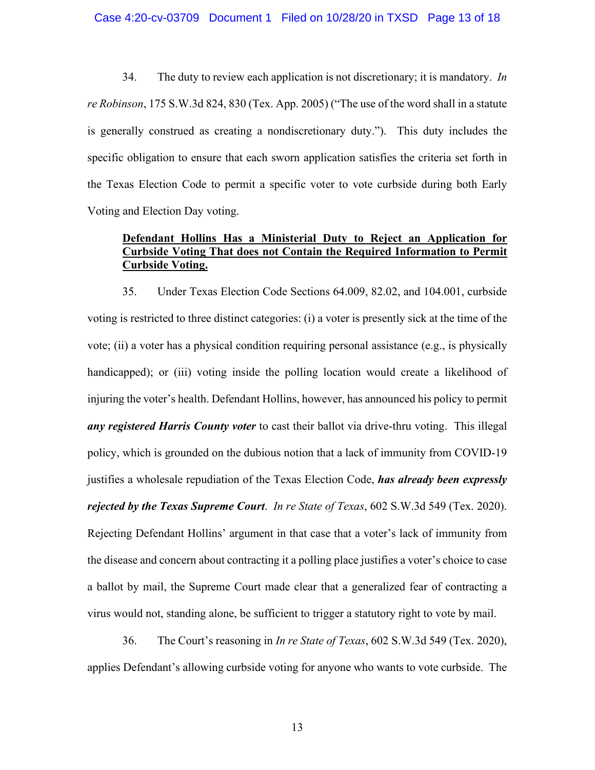34. The duty to review each application is not discretionary; it is mandatory. *In re Robinson*, 175 S.W.3d 824, 830 (Tex. App. 2005) ("The use of the word shall in a statute is generally construed as creating a nondiscretionary duty."). This duty includes the specific obligation to ensure that each sworn application satisfies the criteria set forth in the Texas Election Code to permit a specific voter to vote curbside during both Early Voting and Election Day voting.

**Defendant Hollins Has a Ministerial Duty to Reject an Application for Curbside Voting That does not Contain the Required Information to Permit Curbside Voting.**

35. Under Texas Election Code Sections 64.009, 82.02, and 104.001, curbside voting is restricted to three distinct categories: (i) a voter is presently sick at the time of the vote; (ii) a voter has a physical condition requiring personal assistance (e.g., is physically handicapped); or (iii) voting inside the polling location would create a likelihood of injuring the voter's health. Defendant Hollins, however, has announced his policy to permit ***any registered Harris County voter*** to cast their ballot via drive-thru voting. This illegal policy, which is grounded on the dubious notion that a lack of immunity from COVID-19 justifies a wholesale repudiation of the Texas Election Code, ***has already been expressly rejected by the Texas Supreme Court***. *In re State of Texas*, 602 S.W.3d 549 (Tex. 2020). Rejecting Defendant Hollins' argument in that case that a voter's lack of immunity from the disease and concern about contracting it a polling place justifies a voter's choice to case a ballot by mail, the Supreme Court made clear that a generalized fear of contracting a virus would not, standing alone, be sufficient to trigger a statutory right to vote by mail.

36. The Court's reasoning in *In re State of Texas*, 602 S.W.3d 549 (Tex. 2020), applies Defendant's allowing curbside voting for anyone who wants to vote curbside. The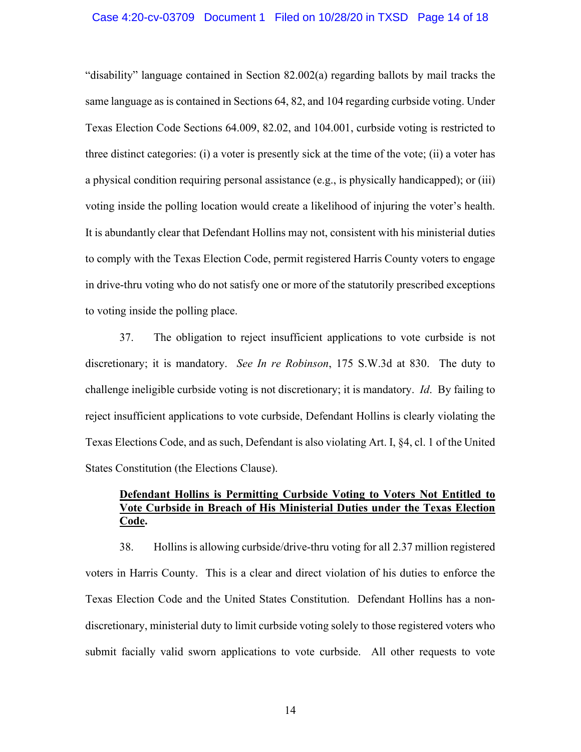"disability" language contained in Section 82.002(a) regarding ballots by mail tracks the same language as is contained in Sections 64, 82, and 104 regarding curbside voting. Under Texas Election Code Sections 64.009, 82.02, and 104.001, curbside voting is restricted to three distinct categories: (i) a voter is presently sick at the time of the vote; (ii) a voter has a physical condition requiring personal assistance (e.g., is physically handicapped); or (iii) voting inside the polling location would create a likelihood of injuring the voter's health. It is abundantly clear that Defendant Hollins may not, consistent with his ministerial duties to comply with the Texas Election Code, permit registered Harris County voters to engage in drive-thru voting who do not satisfy one or more of the statutorily prescribed exceptions to voting inside the polling place.

37. The obligation to reject insufficient applications to vote curbside is not discretionary; it is mandatory. *See In re Robinson*, 175 S.W.3d at 830. The duty to challenge ineligible curbside voting is not discretionary; it is mandatory. *Id*. By failing to reject insufficient applications to vote curbside, Defendant Hollins is clearly violating the Texas Elections Code, and as such, Defendant is also violating Art. I, §4, cl. 1 of the United States Constitution (the Elections Clause).

**Defendant Hollins is Permitting Curbside Voting to Voters Not Entitled to Vote Curbside in Breach of His Ministerial Duties under the Texas Election Code.**

38. Hollins is allowing curbside/drive-thru voting for all 2.37 million registered voters in Harris County. This is a clear and direct violation of his duties to enforce the Texas Election Code and the United States Constitution. Defendant Hollins has a non-discretionary, ministerial duty to limit curbside voting solely to those registered voters who submit facially valid sworn applications to vote curbside. All other requests to vote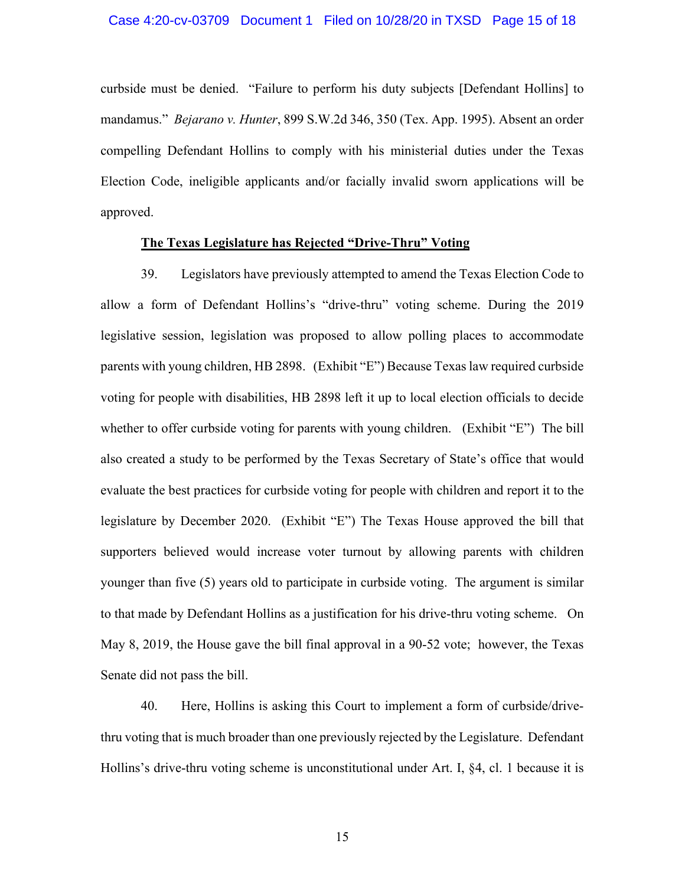curbside must be denied. "Failure to perform his duty subjects [Defendant Hollins] to mandamus." *Bejarano v. Hunter*, 899 S.W.2d 346, 350 (Tex. App. 1995). Absent an order compelling Defendant Hollins to comply with his ministerial duties under the Texas Election Code, ineligible applicants and/or facially invalid sworn applications will be approved.

**The Texas Legislature has Rejected "Drive-Thru" Voting**

39. Legislators have previously attempted to amend the Texas Election Code to allow a form of Defendant Hollins's "drive-thru" voting scheme. During the 2019 legislative session, legislation was proposed to allow polling places to accommodate parents with young children, HB 2898. (Exhibit "E") Because Texas law required curbside voting for people with disabilities, HB 2898 left it up to local election officials to decide whether to offer curbside voting for parents with young children. (Exhibit "E") The bill also created a study to be performed by the Texas Secretary of State's office that would evaluate the best practices for curbside voting for people with children and report it to the legislature by December 2020. (Exhibit "E") The Texas House approved the bill that supporters believed would increase voter turnout by allowing parents with children younger than five (5) years old to participate in curbside voting. The argument is similar to that made by Defendant Hollins as a justification for his drive-thru voting scheme. On May 8, 2019, the House gave the bill final approval in a 90-52 vote; however, the Texas Senate did not pass the bill.

40. Here, Hollins is asking this Court to implement a form of curbside/drive-thru voting that is much broader than one previously rejected by the Legislature. Defendant Hollins's drive-thru voting scheme is unconstitutional under Art. I, §4, cl. 1 because it is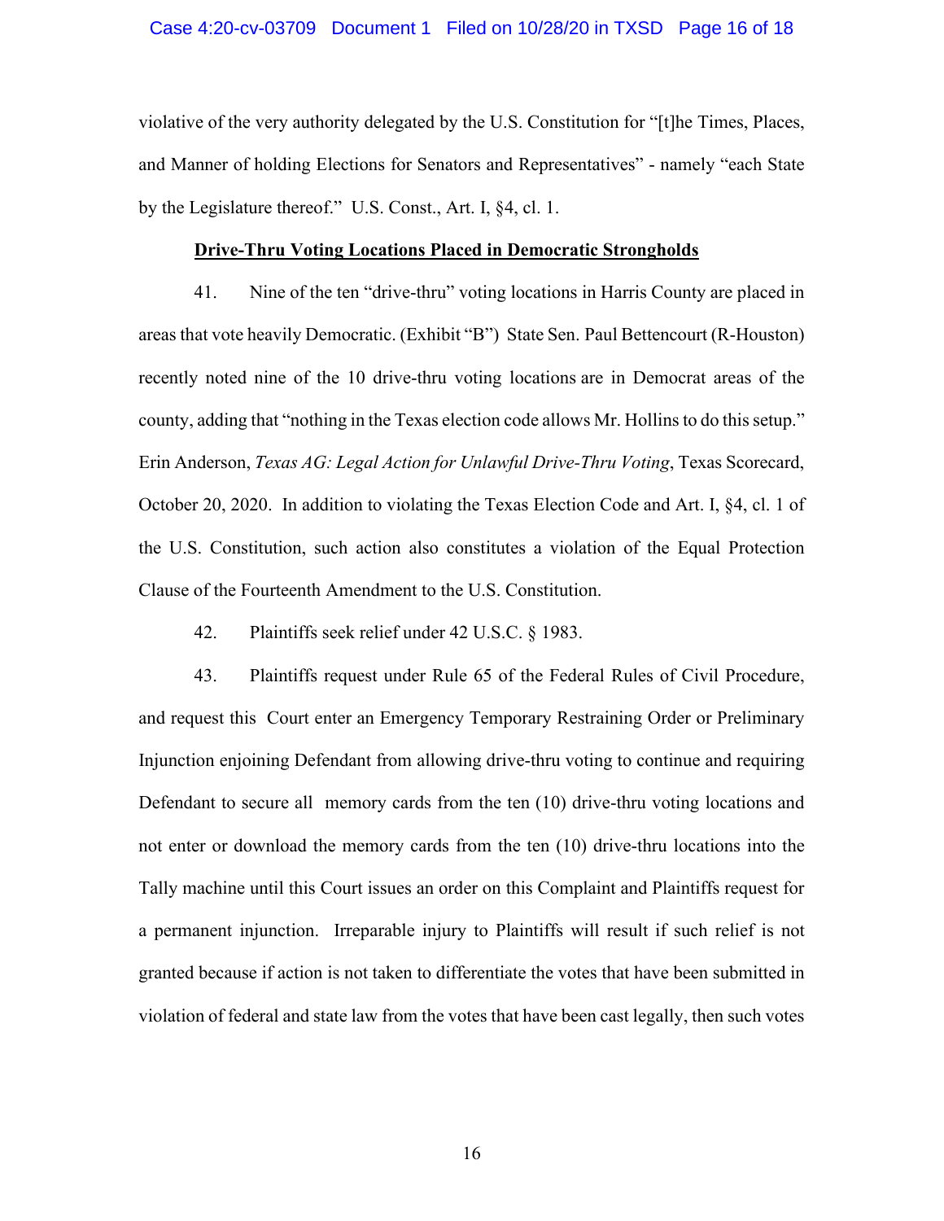violative of the very authority delegated by the U.S. Constitution for "[t]he Times, Places, and Manner of holding Elections for Senators and Representatives" - namely "each State by the Legislature thereof." U.S. Const., Art. I, §4, cl. 1.

**Drive-Thru Voting Locations Placed in Democratic Strongholds**

41. Nine of the ten "drive-thru" voting locations in Harris County are placed in areas that vote heavily Democratic. (Exhibit "B") State Sen. Paul Bettencourt (R-Houston) recently noted nine of the 10 drive-thru voting locations are in Democrat areas of the county, adding that "nothing in the Texas election code allows Mr. Hollins to do this setup." Erin Anderson, *Texas AG: Legal Action for Unlawful Drive-Thru Voting*, Texas Scorecard, October 20, 2020. In addition to violating the Texas Election Code and Art. I, §4, cl. 1 of the U.S. Constitution, such action also constitutes a violation of the Equal Protection Clause of the Fourteenth Amendment to the U.S. Constitution.

42. Plaintiffs seek relief under 42 U.S.C. § 1983.

43. Plaintiffs request under Rule 65 of the Federal Rules of Civil Procedure, and request this Court enter an Emergency Temporary Restraining Order or Preliminary Injunction enjoining Defendant from allowing drive-thru voting to continue and requiring Defendant to secure all memory cards from the ten (10) drive-thru voting locations and not enter or download the memory cards from the ten (10) drive-thru locations into the Tally machine until this Court issues an order on this Complaint and Plaintiffs request for a permanent injunction. Irreparable injury to Plaintiffs will result if such relief is not granted because if action is not taken to differentiate the votes that have been submitted in violation of federal and state law from the votes that have been cast legally, then such votes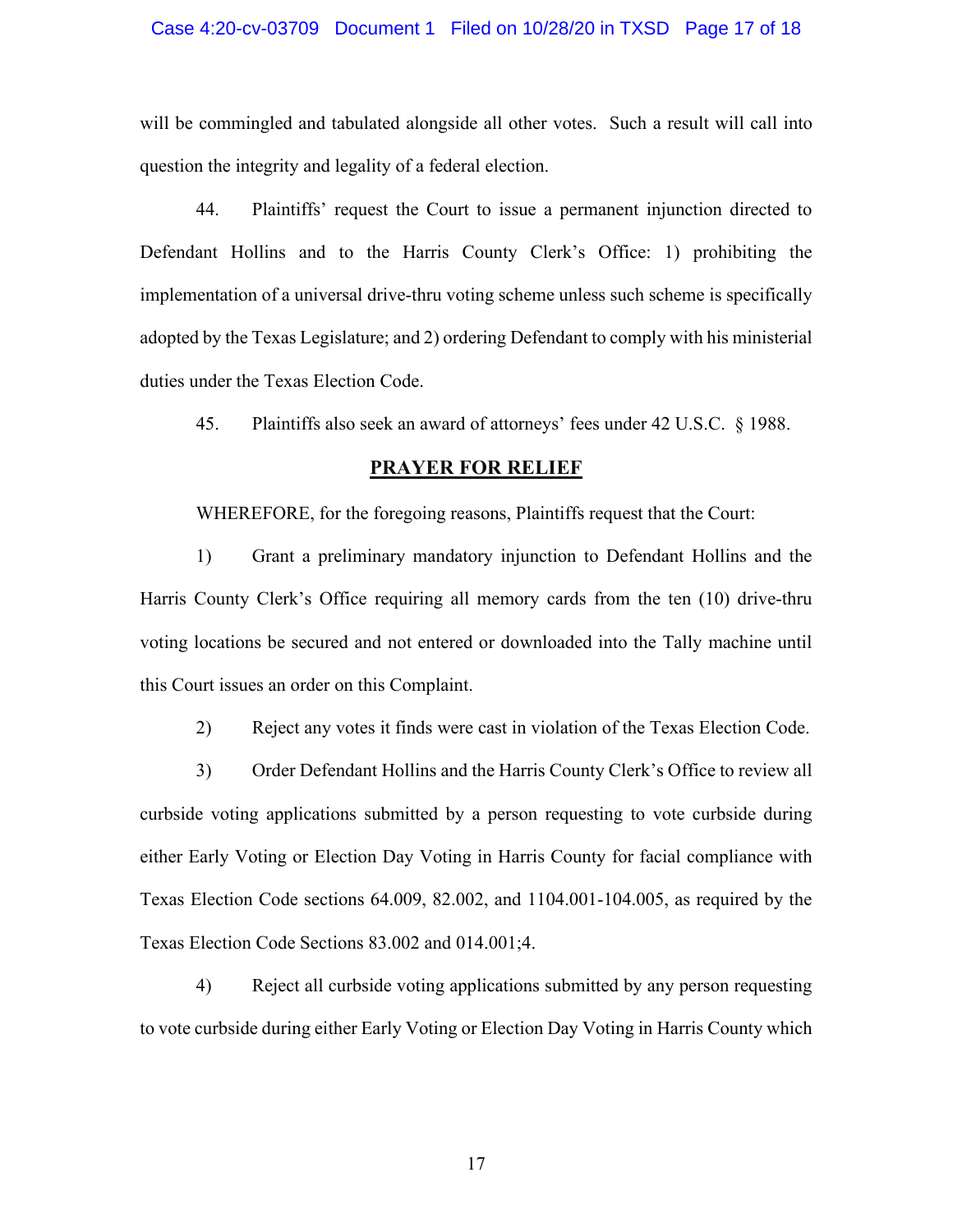will be commingled and tabulated alongside all other votes. Such a result will call into question the integrity and legality of a federal election.

44. Plaintiffs' request the Court to issue a permanent injunction directed to Defendant Hollins and to the Harris County Clerk's Office: 1) prohibiting the implementation of a universal drive-thru voting scheme unless such scheme is specifically adopted by the Texas Legislature; and 2) ordering Defendant to comply with his ministerial duties under the Texas Election Code.

45. Plaintiffs also seek an award of attorneys' fees under 42 U.S.C. § 1988.

## PRAYER FOR RELIEF

WHEREFORE, for the foregoing reasons, Plaintiffs request that the Court:

1) Grant a preliminary mandatory injunction to Defendant Hollins and the Harris County Clerk's Office requiring all memory cards from the ten (10) drive-thru voting locations be secured and not entered or downloaded into the Tally machine until this Court issues an order on this Complaint.

2) Reject any votes it finds were cast in violation of the Texas Election Code.

3) Order Defendant Hollins and the Harris County Clerk's Office to review all curbside voting applications submitted by a person requesting to vote curbside during either Early Voting or Election Day Voting in Harris County for facial compliance with Texas Election Code sections 64.009, 82.002, and 1104.001-104.005, as required by the Texas Election Code Sections 83.002 and 014.001;4.

4) Reject all curbside voting applications submitted by any person requesting to vote curbside during either Early Voting or Election Day Voting in Harris County which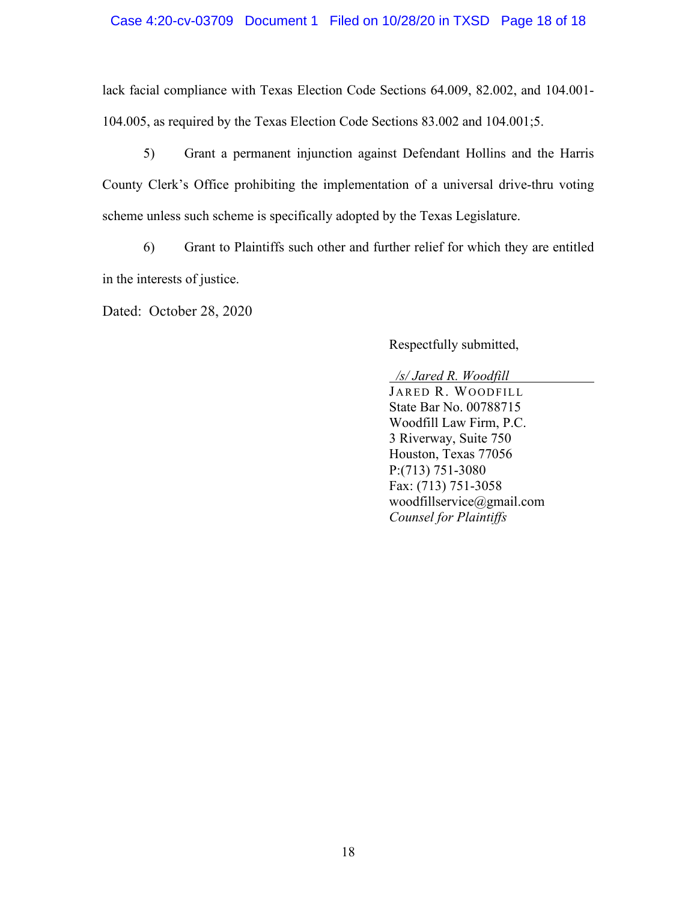lack facial compliance with Texas Election Code Sections 64.009, 82.002, and 104.001-104.005, as required by the Texas Election Code Sections 83.002 and 104.001;5.

5) Grant a permanent injunction against Defendant Hollins and the Harris County Clerk's Office prohibiting the implementation of a universal drive-thru voting scheme unless such scheme is specifically adopted by the Texas Legislature.

6) Grant to Plaintiffs such other and further relief for which they are entitled in the interests of justice.

Dated: October 28, 2020

Respectfully submitted,

*/s/ Jared R. Woodfill*
JARED R. WOODFILL
State Bar No. 00788715
Woodfill Law Firm, P.C.
3 Riverway, Suite 750
Houston, Texas 77056
P:(713) 751-3080
Fax: (713) 751-3058
woodfillservice@gmail.com
*Counsel for Plaintiffs*